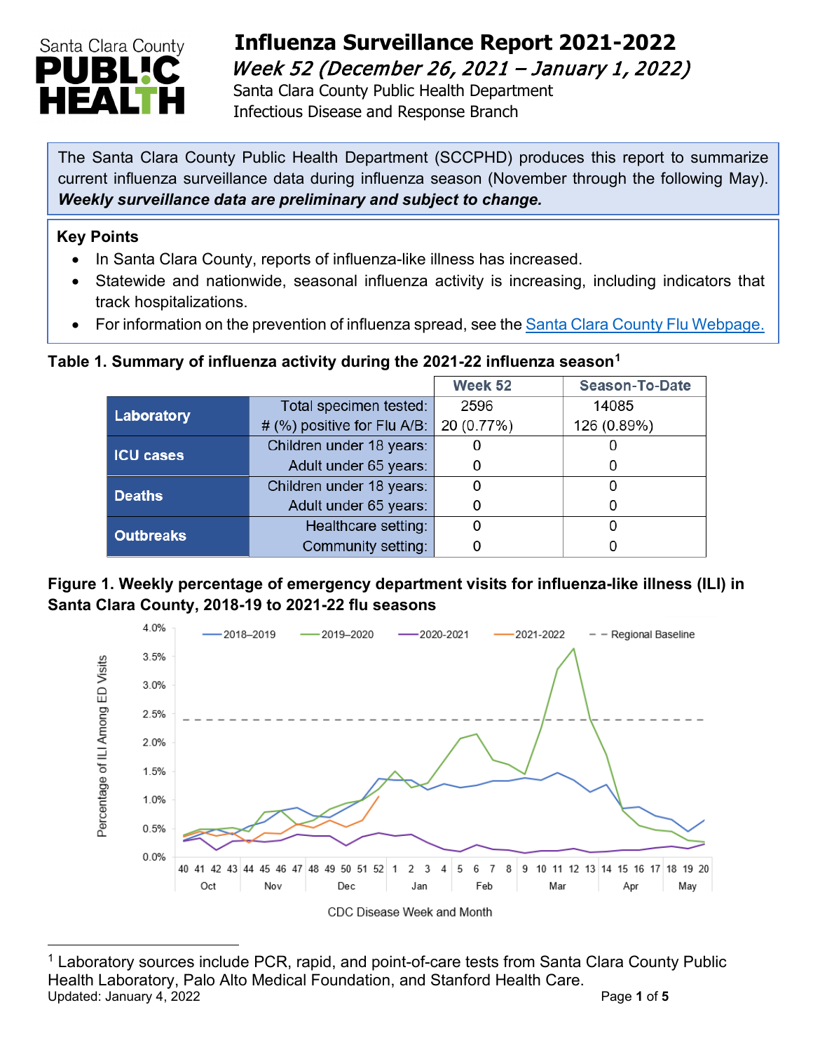Santa Clara County PUBLIC HEALTH

# Influenza Surveillance Report 2021-2022

## *Week 52 (December 26, 2021 – January 1, 2022)*

Santa Clara County Public Health Department
Infectious Disease and Response Branch

The Santa Clara County Public Health Department (SCCPHD) produces this report to summarize current influenza surveillance data during influenza season (November through the following May). ***Weekly surveillance data are preliminary and subject to change.***

**Key Points**

- In Santa Clara County, reports of influenza-like illness has increased.
- Statewide and nationwide, seasonal influenza activity is increasing, including indicators that track hospitalizations.
- For information on the prevention of influenza spread, see the Santa Clara County Flu Webpage.

**Table 1. Summary of influenza activity during the 2021-22 influenza season[1]**

| | | Week 52 | Season-To-Date |
|---|---|---|---|
| **Laboratory** | Total specimen tested: | 2596 | 14085 |
| | # (%) positive for Flu A/B: | 20 (0.77%) | 126 (0.89%) |
| **ICU cases** | Children under 18 years: | 0 | 0 |
| | Adult under 65 years: | 0 | 0 |
| **Deaths** | Children under 18 years: | 0 | 0 |
| | Adult under 65 years: | 0 | 0 |
| **Outbreaks** | Healthcare setting: | 0 | 0 |
| | Community setting: | 0 | 0 |

**Figure 1. Weekly percentage of emergency department visits for influenza-like illness (ILI) in Santa Clara County, 2018-19 to 2021-22 flu seasons**

[1] Laboratory sources include PCR, rapid, and point-of-care tests from Santa Clara County Public Health Laboratory, Palo Alto Medical Foundation, and Stanford Health Care.

Updated: January 4, 2022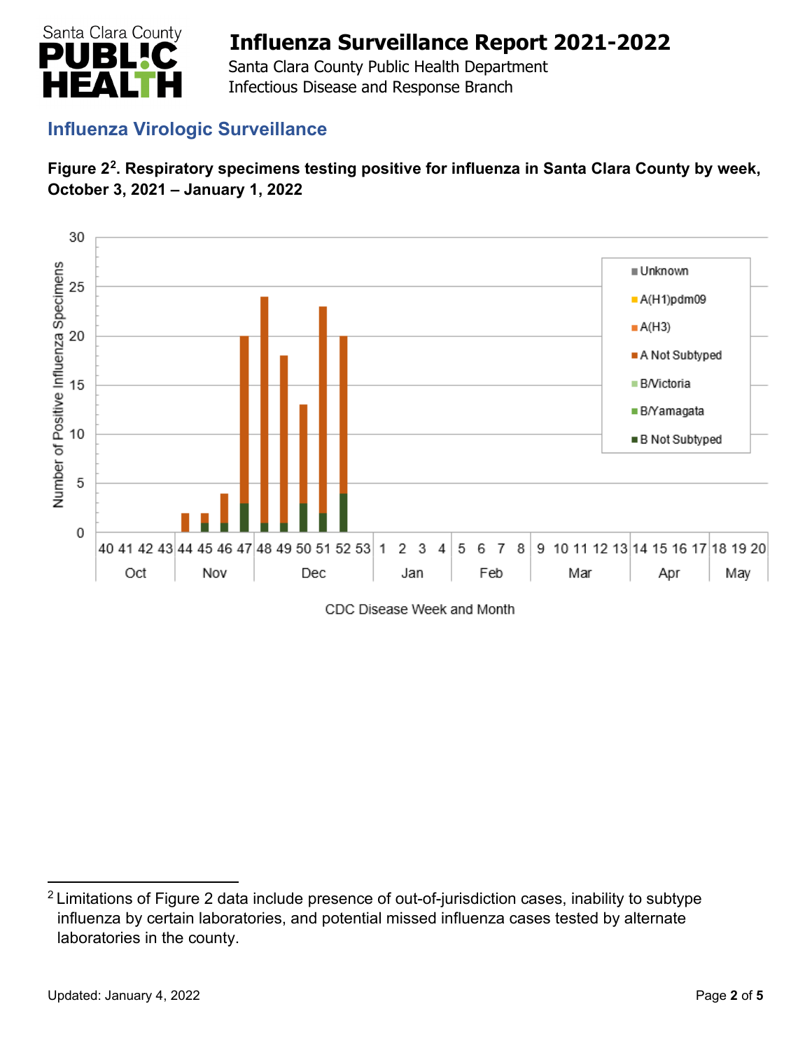## Influenza Virologic Surveillance

**Figure 2[2]. Respiratory specimens testing positive for influenza in Santa Clara County by week, October 3, 2021 – January 1, 2022**

[2] Limitations of Figure 2 data include presence of out-of-jurisdiction cases, inability to subtype influenza by certain laboratories, and potential missed influenza cases tested by alternate laboratories in the county.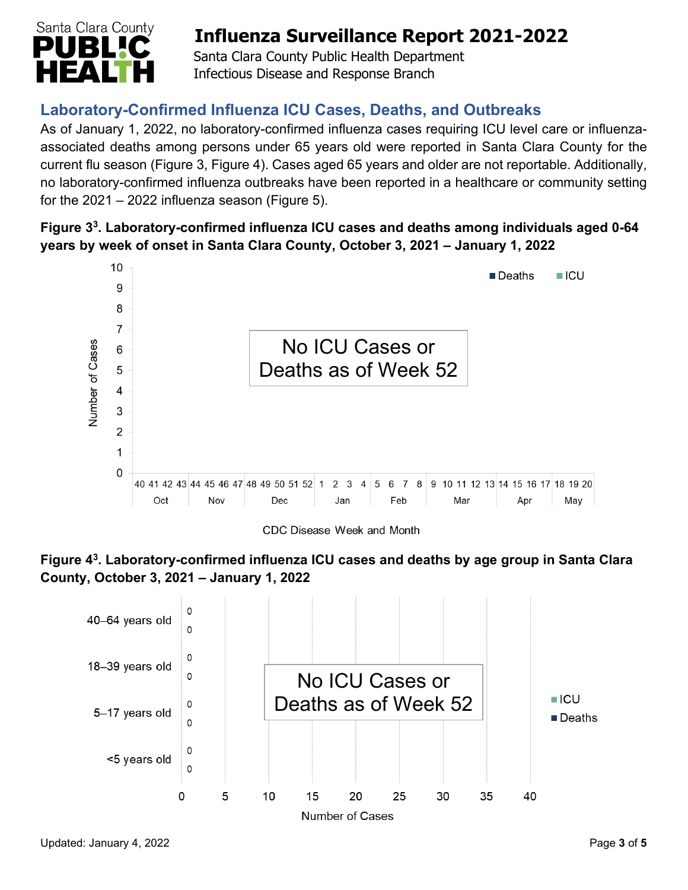## Laboratory-Confirmed Influenza ICU Cases, Deaths, and Outbreaks

As of January 1, 2022, no laboratory-confirmed influenza cases requiring ICU level care or influenza-associated deaths among persons under 65 years old were reported in Santa Clara County for the current flu season (Figure 3, Figure 4). Cases aged 65 years and older are not reportable. Additionally, no laboratory-confirmed influenza outbreaks have been reported in a healthcare or community setting for the 2021 – 2022 influenza season (Figure 5).

**Figure 3[3]. Laboratory-confirmed influenza ICU cases and deaths among individuals aged 0-64 years by week of onset in Santa Clara County, October 3, 2021 – January 1, 2022**

No ICU Cases or Deaths as of Week 52

**Figure 4[3]. Laboratory-confirmed influenza ICU cases and deaths by age group in Santa Clara County, October 3, 2021 – January 1, 2022**

No ICU Cases or Deaths as of Week 52

| Age group | ICU | Deaths |
|---|---|---|
| 40–64 years old | 0 | 0 |
| 18–39 years old | 0 | 0 |
| 5–17 years old | 0 | 0 |
| <5 years old | 0 | 0 |

Updated: January 4, 2022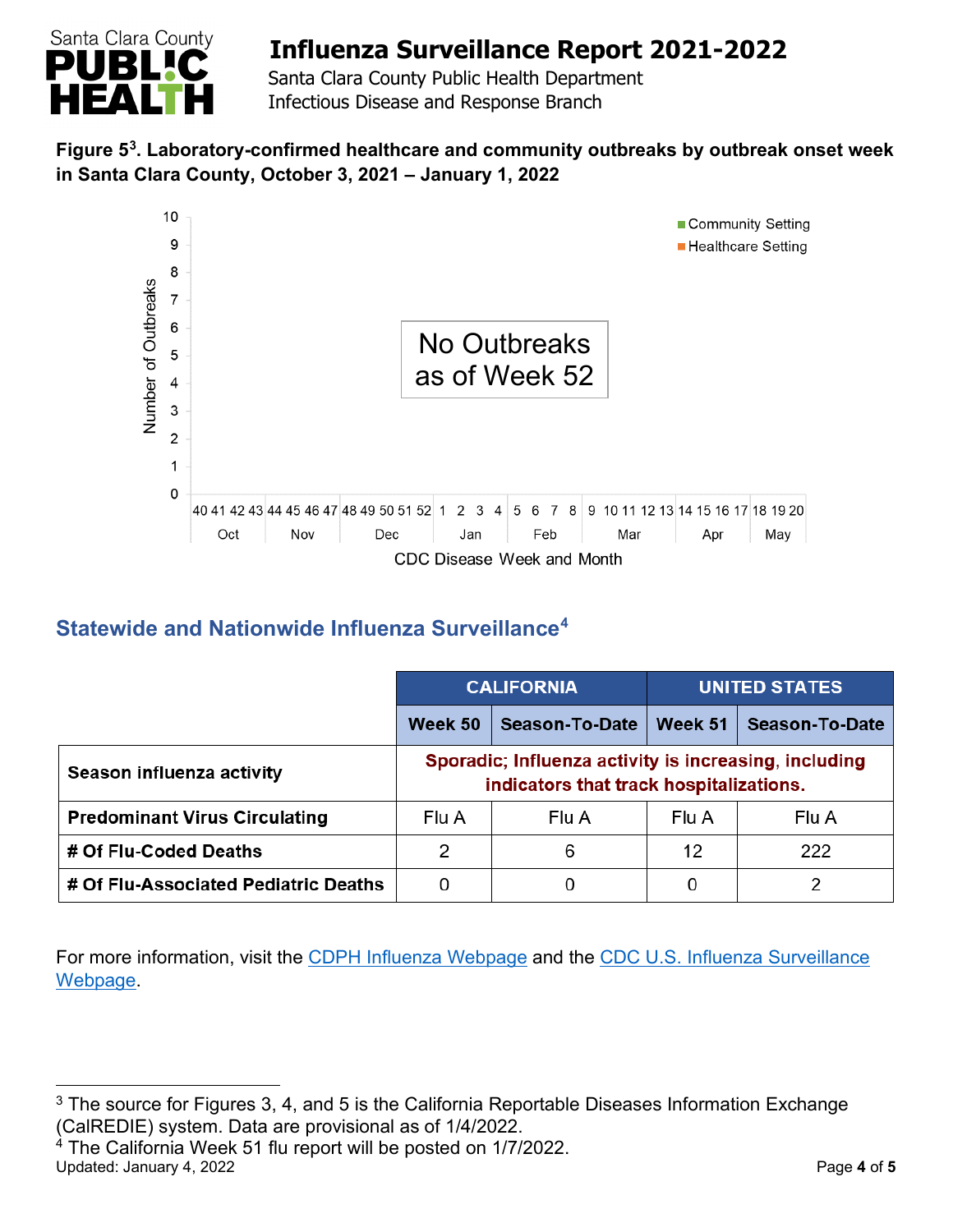**Figure 5[3]. Laboratory-confirmed healthcare and community outbreaks by outbreak onset week in Santa Clara County, October 3, 2021 – January 1, 2022**

No Outbreaks as of Week 52

## Statewide and Nationwide Influenza Surveillance[4]

| | CALIFORNIA | | UNITED STATES | |
|---|---|---|---|---|
| | **Week 50** | **Season-To-Date** | **Week 51** | **Season-To-Date** |
| **Season influenza activity** | **Sporadic; Influenza activity is increasing, including indicators that track hospitalizations.** | | | |
| **Predominant Virus Circulating** | Flu A | Flu A | Flu A | Flu A |
| **# Of Flu-Coded Deaths** | 2 | 6 | 12 | 222 |
| **# Of Flu-Associated Pediatric Deaths** | 0 | 0 | 0 | 2 |

For more information, visit the CDPH Influenza Webpage and the CDC U.S. Influenza Surveillance Webpage.

[3] The source for Figures 3, 4, and 5 is the California Reportable Diseases Information Exchange (CalREDIE) system. Data are provisional as of 1/4/2022.

[4] The California Week 51 flu report will be posted on 1/7/2022.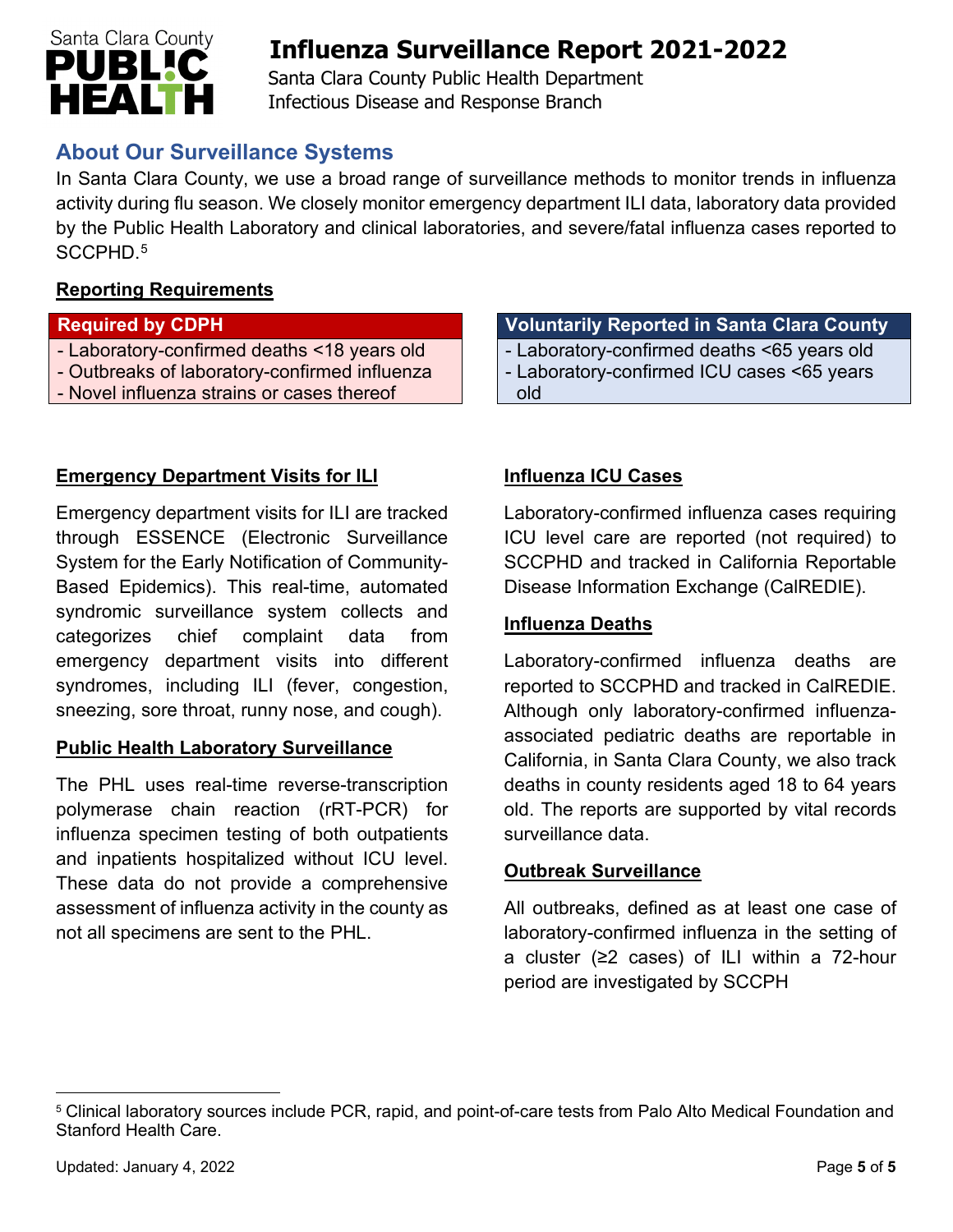# Influenza Surveillance Report 2021-2022

Santa Clara County Public Health Department
Infectious Disease and Response Branch

## About Our Surveillance Systems

In Santa Clara County, we use a broad range of surveillance methods to monitor trends in influenza activity during flu season. We closely monitor emergency department ILI data, laboratory data provided by the Public Health Laboratory and clinical laboratories, and severe/fatal influenza cases reported to SCCPHD.[5]

### Reporting Requirements

| Required by CDPH | Voluntarily Reported in Santa Clara County |
|---|---|
| - Laboratory-confirmed deaths <18 years old<br>- Outbreaks of laboratory-confirmed influenza<br>- Novel influenza strains or cases thereof | - Laboratory-confirmed deaths <65 years old<br>- Laboratory-confirmed ICU cases <65 years old |

### Emergency Department Visits for ILI

Emergency department visits for ILI are tracked through ESSENCE (Electronic Surveillance System for the Early Notification of Community-Based Epidemics). This real-time, automated syndromic surveillance system collects and categorizes chief complaint data from emergency department visits into different syndromes, including ILI (fever, congestion, sneezing, sore throat, runny nose, and cough).

### Public Health Laboratory Surveillance

The PHL uses real-time reverse-transcription polymerase chain reaction (rRT-PCR) for influenza specimen testing of both outpatients and inpatients hospitalized without ICU level. These data do not provide a comprehensive assessment of influenza activity in the county as not all specimens are sent to the PHL.

### Influenza ICU Cases

Laboratory-confirmed influenza cases requiring ICU level care are reported (not required) to SCCPHD and tracked in California Reportable Disease Information Exchange (CalREDIE).

### Influenza Deaths

Laboratory-confirmed influenza deaths are reported to SCCPHD and tracked in CalREDIE. Although only laboratory-confirmed influenza-associated pediatric deaths are reportable in California, in Santa Clara County, we also track deaths in county residents aged 18 to 64 years old. The reports are supported by vital records surveillance data.

### Outbreak Surveillance

All outbreaks, defined as at least one case of laboratory-confirmed influenza in the setting of a cluster (≥2 cases) of ILI within a 72-hour period are investigated by SCCPH

---

[5] Clinical laboratory sources include PCR, rapid, and point-of-care tests from Palo Alto Medical Foundation and Stanford Health Care.

Updated: January 4, 2022